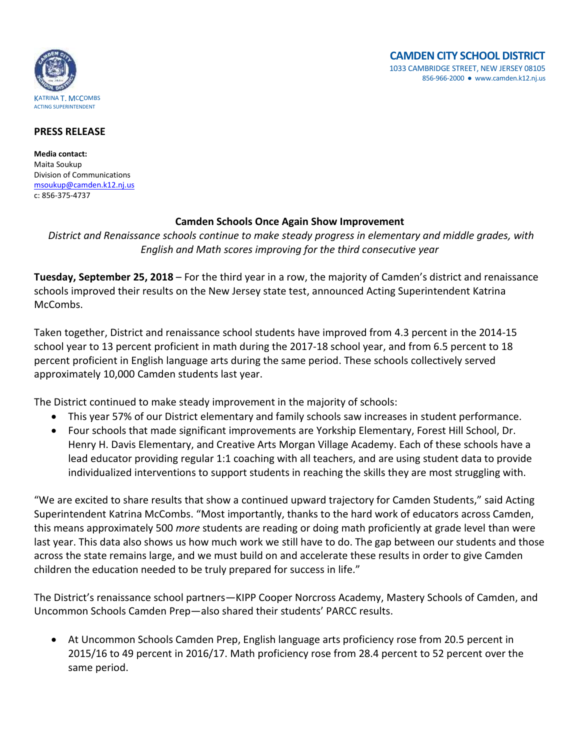KATRINA T. MCCOMBS
ACTING SUPERINTENDENT

**CAMDEN CITY SCHOOL DISTRICT**
1033 CAMBRIDGE STREET, NEW JERSEY 08105
856-966-2000 ● www.camden.k12.nj.us

**PRESS RELEASE**

**Media contact:**
Maita Soukup
Division of Communications
msoukup@camden.k12.nj.us
c: 856-375-4737

## Camden Schools Once Again Show Improvement

*District and Renaissance schools continue to make steady progress in elementary and middle grades, with English and Math scores improving for the third consecutive year*

**Tuesday, September 25, 2018** – For the third year in a row, the majority of Camden's district and renaissance schools improved their results on the New Jersey state test, announced Acting Superintendent Katrina McCombs.

Taken together, District and renaissance school students have improved from 4.3 percent in the 2014-15 school year to 13 percent proficient in math during the 2017-18 school year, and from 6.5 percent to 18 percent proficient in English language arts during the same period. These schools collectively served approximately 10,000 Camden students last year.

The District continued to make steady improvement in the majority of schools:

- This year 57% of our District elementary and family schools saw increases in student performance.
- Four schools that made significant improvements are Yorkship Elementary, Forest Hill School, Dr. Henry H. Davis Elementary, and Creative Arts Morgan Village Academy. Each of these schools have a lead educator providing regular 1:1 coaching with all teachers, and are using student data to provide individualized interventions to support students in reaching the skills they are most struggling with.

"We are excited to share results that show a continued upward trajectory for Camden Students," said Acting Superintendent Katrina McCombs. "Most importantly, thanks to the hard work of educators across Camden, this means approximately 500 *more* students are reading or doing math proficiently at grade level than were last year. This data also shows us how much work we still have to do. The gap between our students and those across the state remains large, and we must build on and accelerate these results in order to give Camden children the education needed to be truly prepared for success in life."

The District's renaissance school partners—KIPP Cooper Norcross Academy, Mastery Schools of Camden, and Uncommon Schools Camden Prep—also shared their students' PARCC results.

- At Uncommon Schools Camden Prep, English language arts proficiency rose from 20.5 percent in 2015/16 to 49 percent in 2016/17. Math proficiency rose from 28.4 percent to 52 percent over the same period.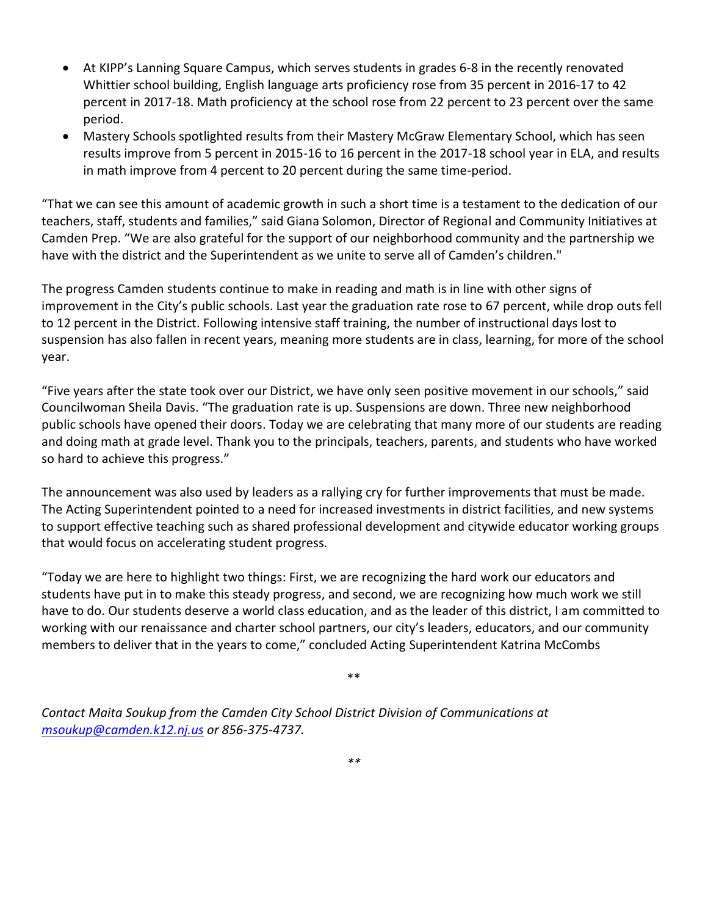- At KIPP's Lanning Square Campus, which serves students in grades 6-8 in the recently renovated Whittier school building, English language arts proficiency rose from 35 percent in 2016-17 to 42 percent in 2017-18. Math proficiency at the school rose from 22 percent to 23 percent over the same period.
- Mastery Schools spotlighted results from their Mastery McGraw Elementary School, which has seen results improve from 5 percent in 2015-16 to 16 percent in the 2017-18 school year in ELA, and results in math improve from 4 percent to 20 percent during the same time-period.

"That we can see this amount of academic growth in such a short time is a testament to the dedication of our teachers, staff, students and families," said Giana Solomon, Director of Regional and Community Initiatives at Camden Prep. "We are also grateful for the support of our neighborhood community and the partnership we have with the district and the Superintendent as we unite to serve all of Camden's children."

The progress Camden students continue to make in reading and math is in line with other signs of improvement in the City's public schools. Last year the graduation rate rose to 67 percent, while drop outs fell to 12 percent in the District. Following intensive staff training, the number of instructional days lost to suspension has also fallen in recent years, meaning more students are in class, learning, for more of the school year.

"Five years after the state took over our District, we have only seen positive movement in our schools," said Councilwoman Sheila Davis. "The graduation rate is up. Suspensions are down. Three new neighborhood public schools have opened their doors. Today we are celebrating that many more of our students are reading and doing math at grade level. Thank you to the principals, teachers, parents, and students who have worked so hard to achieve this progress."

The announcement was also used by leaders as a rallying cry for further improvements that must be made. The Acting Superintendent pointed to a need for increased investments in district facilities, and new systems to support effective teaching such as shared professional development and citywide educator working groups that would focus on accelerating student progress.

"Today we are here to highlight two things: First, we are recognizing the hard work our educators and students have put in to make this steady progress, and second, we are recognizing how much work we still have to do. Our students deserve a world class education, and as the leader of this district, I am committed to working with our renaissance and charter school partners, our city's leaders, educators, and our community members to deliver that in the years to come," concluded Acting Superintendent Katrina McCombs

**

*Contact Maita Soukup from the Camden City School District Division of Communications at [msoukup@camden.k12.nj.us](mailto:msoukup@camden.k12.nj.us) or 856-375-4737.*

**